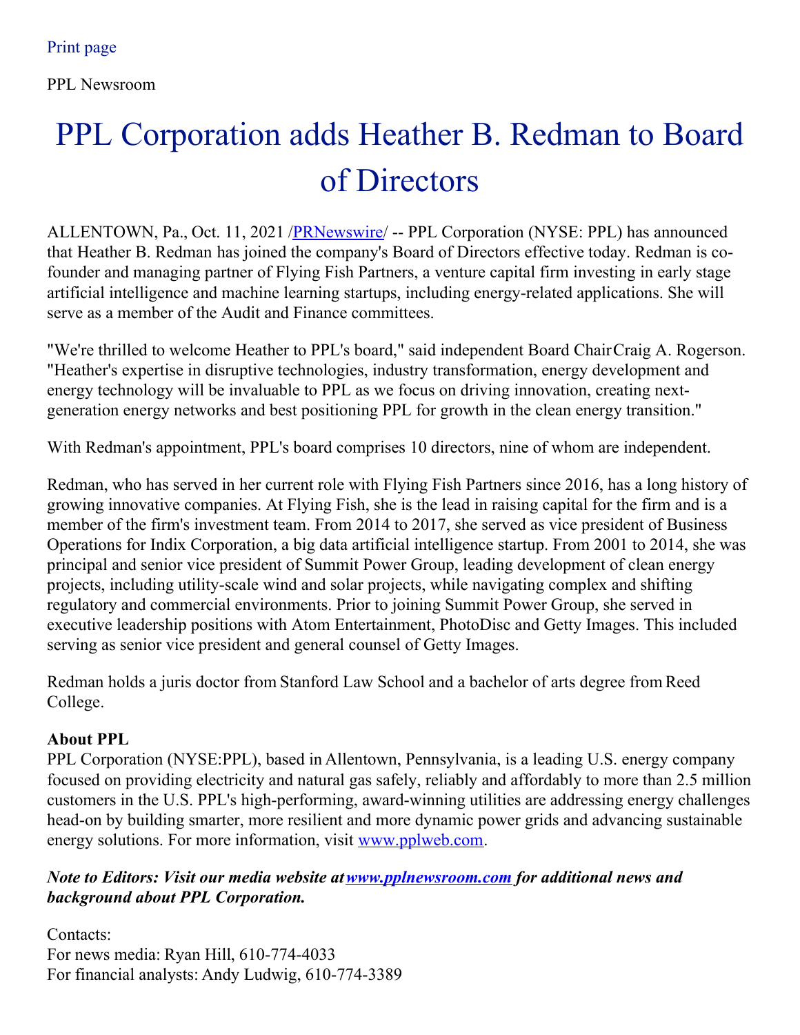Print page

PPL Newsroom

# PPL Corporation adds Heather B. Redman to Board of Directors

ALLENTOWN, Pa., Oct. 11, 2021 /PRNewswire/ -- PPL Corporation (NYSE: PPL) has announced that Heather B. Redman has joined the company's Board of Directors effective today. Redman is co-founder and managing partner of Flying Fish Partners, a venture capital firm investing in early stage artificial intelligence and machine learning startups, including energy-related applications. She will serve as a member of the Audit and Finance committees.

"We're thrilled to welcome Heather to PPL's board," said independent Board Chair Craig A. Rogerson. "Heather's expertise in disruptive technologies, industry transformation, energy development and energy technology will be invaluable to PPL as we focus on driving innovation, creating next-generation energy networks and best positioning PPL for growth in the clean energy transition."

With Redman's appointment, PPL's board comprises 10 directors, nine of whom are independent.

Redman, who has served in her current role with Flying Fish Partners since 2016, has a long history of growing innovative companies. At Flying Fish, she is the lead in raising capital for the firm and is a member of the firm's investment team. From 2014 to 2017, she served as vice president of Business Operations for Indix Corporation, a big data artificial intelligence startup. From 2001 to 2014, she was principal and senior vice president of Summit Power Group, leading development of clean energy projects, including utility-scale wind and solar projects, while navigating complex and shifting regulatory and commercial environments. Prior to joining Summit Power Group, she served in executive leadership positions with Atom Entertainment, PhotoDisc and Getty Images. This included serving as senior vice president and general counsel of Getty Images.

Redman holds a juris doctor from Stanford Law School and a bachelor of arts degree from Reed College.

**About PPL**
PPL Corporation (NYSE:PPL), based in Allentown, Pennsylvania, is a leading U.S. energy company focused on providing electricity and natural gas safely, reliably and affordably to more than 2.5 million customers in the U.S. PPL's high-performing, award-winning utilities are addressing energy challenges head-on by building smarter, more resilient and more dynamic power grids and advancing sustainable energy solutions. For more information, visit www.pplweb.com.

***Note to Editors: Visit our media website at www.pplnewsroom.com for additional news and background about PPL Corporation.***

Contacts:
For news media: Ryan Hill, 610-774-4033
For financial analysts: Andy Ludwig, 610-774-3389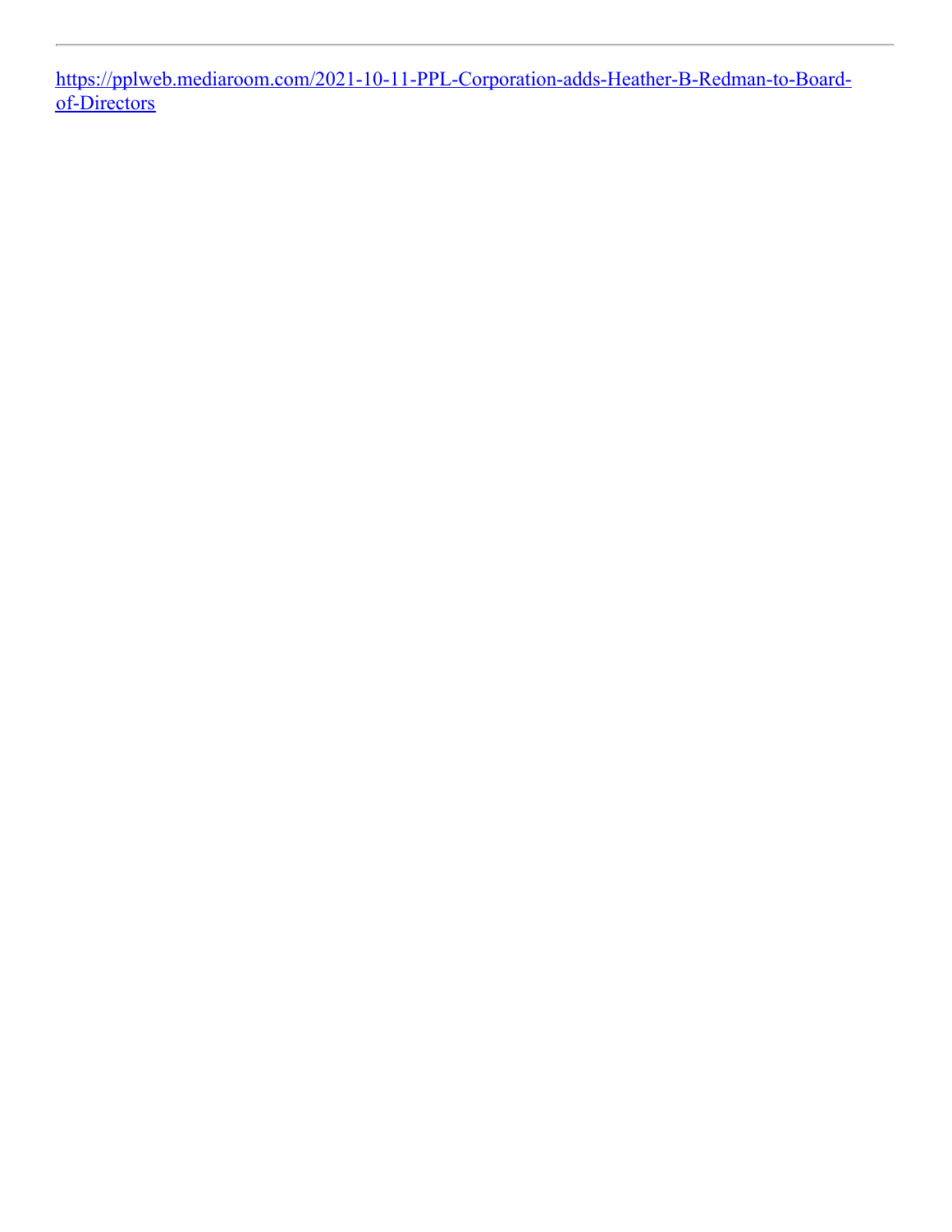https://pplweb.mediaroom.com/2021-10-11-PPL-Corporation-adds-Heather-B-Redman-to-Board-of-Directors